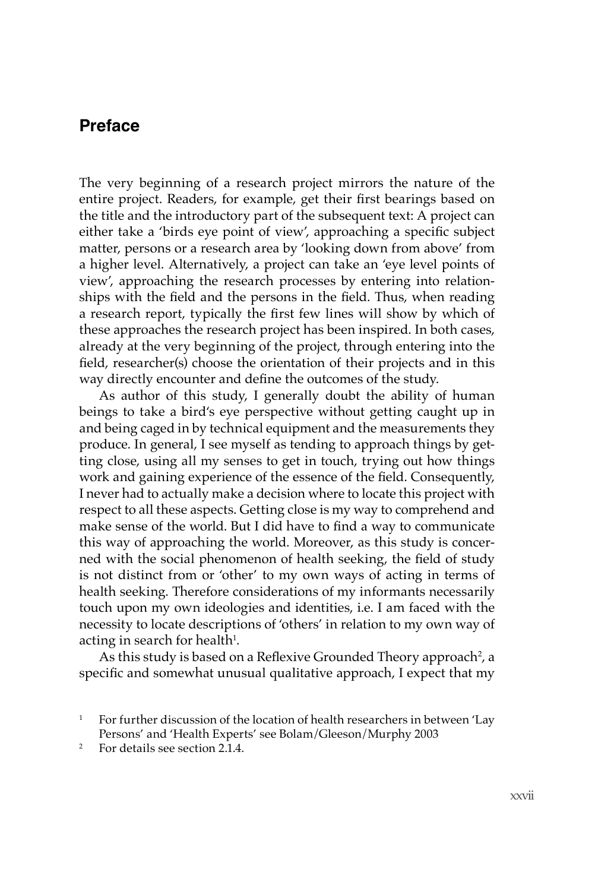## Preface

The very beginning of a research project mirrors the nature of the entire project. Readers, for example, get their first bearings based on the title and the introductory part of the subsequent text: A project can either take a 'birds eye point of view', approaching a specific subject matter, persons or a research area by 'looking down from above' from a higher level. Alternatively, a project can take an 'eye level points of view', approaching the research processes by entering into relationships with the field and the persons in the field. Thus, when reading a research report, typically the first few lines will show by which of these approaches the research project has been inspired. In both cases, already at the very beginning of the project, through entering into the field, researcher(s) choose the orientation of their projects and in this way directly encounter and define the outcomes of the study.

As author of this study, I generally doubt the ability of human beings to take a bird's eye perspective without getting caught up in and being caged in by technical equipment and the measurements they produce. In general, I see myself as tending to approach things by getting close, using all my senses to get in touch, trying out how things work and gaining experience of the essence of the field. Consequently, I never had to actually make a decision where to locate this project with respect to all these aspects. Getting close is my way to comprehend and make sense of the world. But I did have to find a way to communicate this way of approaching the world. Moreover, as this study is concerned with the social phenomenon of health seeking, the field of study is not distinct from or 'other' to my own ways of acting in terms of health seeking. Therefore considerations of my informants necessarily touch upon my own ideologies and identities, i.e. I am faced with the necessity to locate descriptions of 'others' in relation to my own way of acting in search for health[1].

As this study is based on a Reflexive Grounded Theory approach[2], a specific and somewhat unusual qualitative approach, I expect that my

[1] For further discussion of the location of health researchers in between 'Lay Persons' and 'Health Experts' see Bolam/Gleeson/Murphy 2003

[2] For details see section 2.1.4.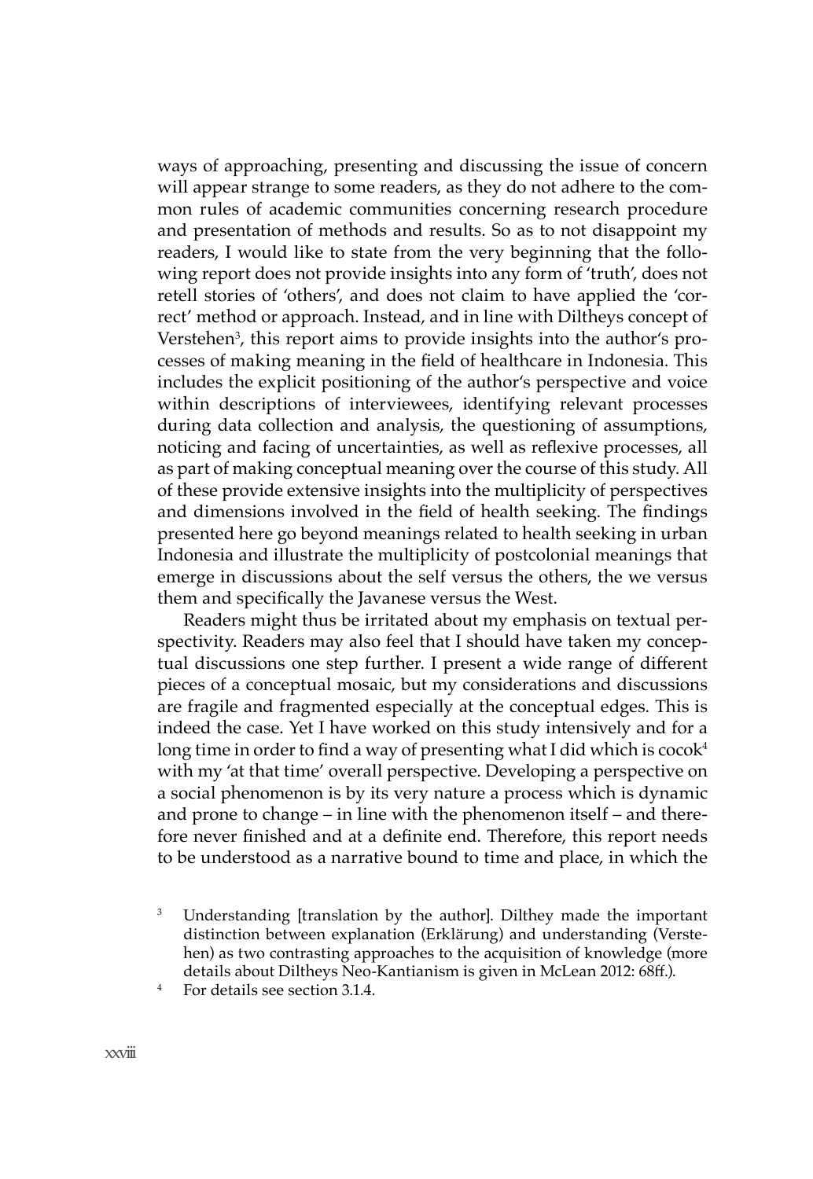ways of approaching, presenting and discussing the issue of concern will appear strange to some readers, as they do not adhere to the common rules of academic communities concerning research procedure and presentation of methods and results. So as to not disappoint my readers, I would like to state from the very beginning that the following report does not provide insights into any form of 'truth', does not retell stories of 'others', and does not claim to have applied the 'correct' method or approach. Instead, and in line with Diltheys concept of Verstehen[3], this report aims to provide insights into the author's processes of making meaning in the field of healthcare in Indonesia. This includes the explicit positioning of the author's perspective and voice within descriptions of interviewees, identifying relevant processes during data collection and analysis, the questioning of assumptions, noticing and facing of uncertainties, as well as reflexive processes, all as part of making conceptual meaning over the course of this study. All of these provide extensive insights into the multiplicity of perspectives and dimensions involved in the field of health seeking. The findings presented here go beyond meanings related to health seeking in urban Indonesia and illustrate the multiplicity of postcolonial meanings that emerge in discussions about the self versus the others, the we versus them and specifically the Javanese versus the West.

Readers might thus be irritated about my emphasis on textual perspectivity. Readers may also feel that I should have taken my conceptual discussions one step further. I present a wide range of different pieces of a conceptual mosaic, but my considerations and discussions are fragile and fragmented especially at the conceptual edges. This is indeed the case. Yet I have worked on this study intensively and for a long time in order to find a way of presenting what I did which is cocok[4] with my 'at that time' overall perspective. Developing a perspective on a social phenomenon is by its very nature a process which is dynamic and prone to change – in line with the phenomenon itself – and therefore never finished and at a definite end. Therefore, this report needs to be understood as a narrative bound to time and place, in which the

[3] Understanding [translation by the author]. Dilthey made the important distinction between explanation (Erklärung) and understanding (Verstehen) as two contrasting approaches to the acquisition of knowledge (more details about Diltheys Neo-Kantianism is given in McLean 2012: 68ff.).

[4] For details see section 3.1.4.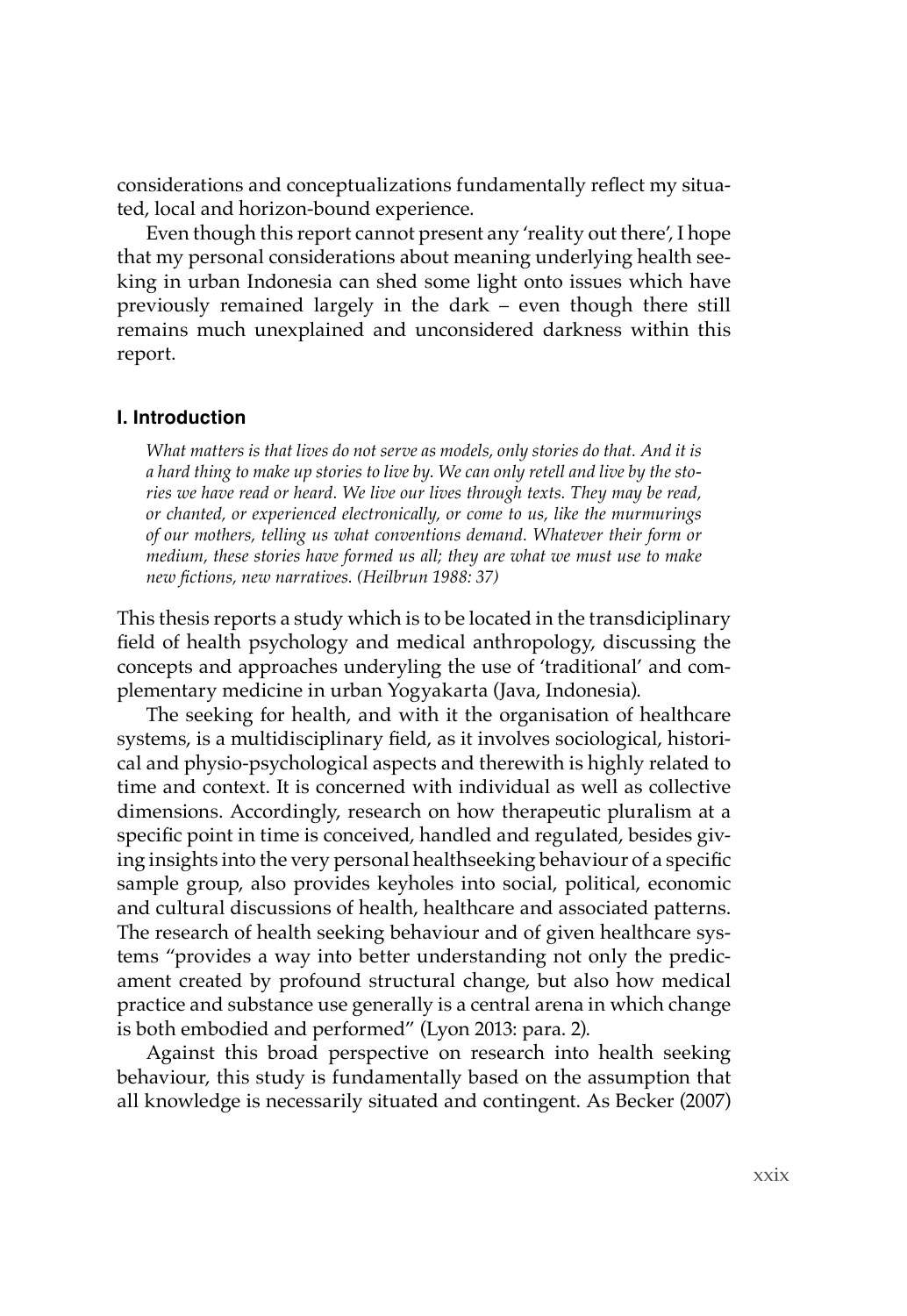considerations and conceptualizations fundamentally reflect my situated, local and horizon-bound experience.

Even though this report cannot present any 'reality out there', I hope that my personal considerations about meaning underlying health seeking in urban Indonesia can shed some light onto issues which have previously remained largely in the dark – even though there still remains much unexplained and unconsidered darkness within this report.

## I. Introduction

> *What matters is that lives do not serve as models, only stories do that. And it is a hard thing to make up stories to live by. We can only retell and live by the stories we have read or heard. We live our lives through texts. They may be read, or chanted, or experienced electronically, or come to us, like the murmurings of our mothers, telling us what conventions demand. Whatever their form or medium, these stories have formed us all; they are what we must use to make new fictions, new narratives. (Heilbrun 1988: 37)*

This thesis reports a study which is to be located in the transdiciplinary field of health psychology and medical anthropology, discussing the concepts and approaches underyling the use of 'traditional' and complementary medicine in urban Yogyakarta (Java, Indonesia).

The seeking for health, and with it the organisation of healthcare systems, is a multidisciplinary field, as it involves sociological, historical and physio-psychological aspects and therewith is highly related to time and context. It is concerned with individual as well as collective dimensions. Accordingly, research on how therapeutic pluralism at a specific point in time is conceived, handled and regulated, besides giving insights into the very personal healthseeking behaviour of a specific sample group, also provides keyholes into social, political, economic and cultural discussions of health, healthcare and associated patterns. The research of health seeking behaviour and of given healthcare systems "provides a way into better understanding not only the predicament created by profound structural change, but also how medical practice and substance use generally is a central arena in which change is both embodied and performed" (Lyon 2013: para. 2).

Against this broad perspective on research into health seeking behaviour, this study is fundamentally based on the assumption that all knowledge is necessarily situated and contingent. As Becker (2007)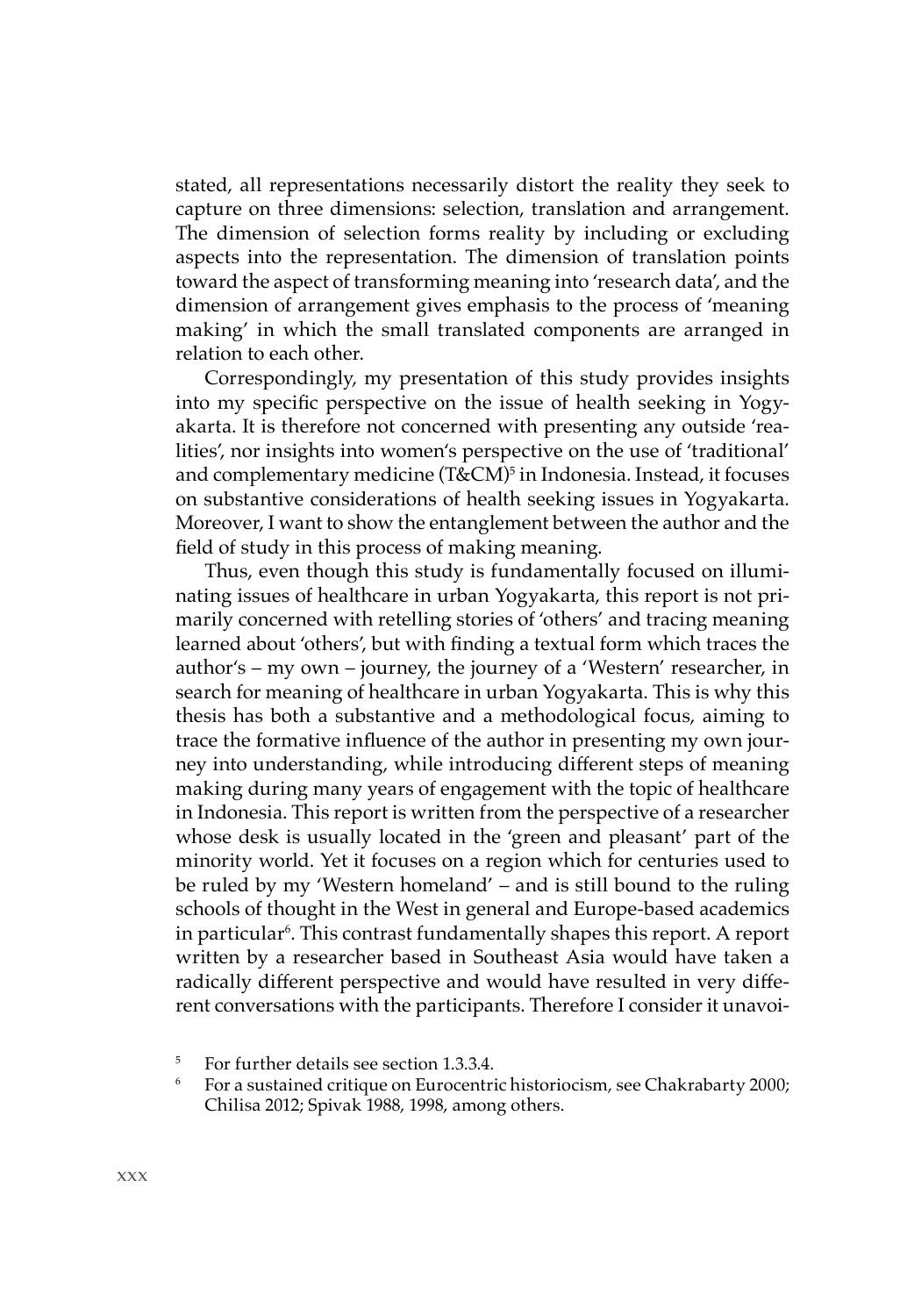stated, all representations necessarily distort the reality they seek to capture on three dimensions: selection, translation and arrangement. The dimension of selection forms reality by including or excluding aspects into the representation. The dimension of translation points toward the aspect of transforming meaning into 'research data', and the dimension of arrangement gives emphasis to the process of 'meaning making' in which the small translated components are arranged in relation to each other.

Correspondingly, my presentation of this study provides insights into my specific perspective on the issue of health seeking in Yogyakarta. It is therefore not concerned with presenting any outside 'realities', nor insights into women's perspective on the use of 'traditional' and complementary medicine (T&CM)[5] in Indonesia. Instead, it focuses on substantive considerations of health seeking issues in Yogyakarta. Moreover, I want to show the entanglement between the author and the field of study in this process of making meaning.

Thus, even though this study is fundamentally focused on illuminating issues of healthcare in urban Yogyakarta, this report is not primarily concerned with retelling stories of 'others' and tracing meaning learned about 'others', but with finding a textual form which traces the author's – my own – journey, the journey of a 'Western' researcher, in search for meaning of healthcare in urban Yogyakarta. This is why this thesis has both a substantive and a methodological focus, aiming to trace the formative influence of the author in presenting my own journey into understanding, while introducing different steps of meaning making during many years of engagement with the topic of healthcare in Indonesia. This report is written from the perspective of a researcher whose desk is usually located in the 'green and pleasant' part of the minority world. Yet it focuses on a region which for centuries used to be ruled by my 'Western homeland' – and is still bound to the ruling schools of thought in the West in general and Europe-based academics in particular[6]. This contrast fundamentally shapes this report. A report written by a researcher based in Southeast Asia would have taken a radically different perspective and would have resulted in very different conversations with the participants. Therefore I consider it unavoi-

[5] For further details see section 1.3.3.4.

[6] For a sustained critique on Eurocentric historiocism, see Chakrabarty 2000; Chilisa 2012; Spivak 1988, 1998, among others.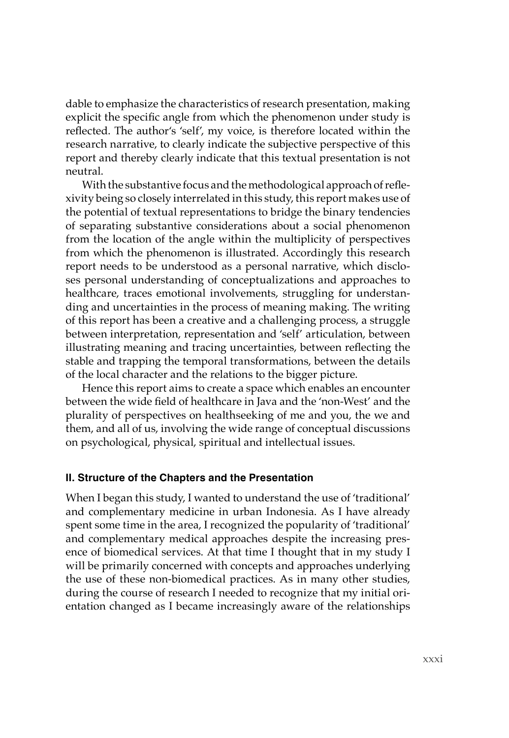dable to emphasize the characteristics of research presentation, making explicit the specific angle from which the phenomenon under study is reflected. The author's 'self', my voice, is therefore located within the research narrative, to clearly indicate the subjective perspective of this report and thereby clearly indicate that this textual presentation is not neutral.

With the substantive focus and the methodological approach of reflexivity being so closely interrelated in this study, this report makes use of the potential of textual representations to bridge the binary tendencies of separating substantive considerations about a social phenomenon from the location of the angle within the multiplicity of perspectives from which the phenomenon is illustrated. Accordingly this research report needs to be understood as a personal narrative, which discloses personal understanding of conceptualizations and approaches to healthcare, traces emotional involvements, struggling for understanding and uncertainties in the process of meaning making. The writing of this report has been a creative and a challenging process, a struggle between interpretation, representation and 'self' articulation, between illustrating meaning and tracing uncertainties, between reflecting the stable and trapping the temporal transformations, between the details of the local character and the relations to the bigger picture.

Hence this report aims to create a space which enables an encounter between the wide field of healthcare in Java and the 'non-West' and the plurality of perspectives on healthseeking of me and you, the we and them, and all of us, involving the wide range of conceptual discussions on psychological, physical, spiritual and intellectual issues.

### II. Structure of the Chapters and the Presentation

When I began this study, I wanted to understand the use of 'traditional' and complementary medicine in urban Indonesia. As I have already spent some time in the area, I recognized the popularity of 'traditional' and complementary medical approaches despite the increasing presence of biomedical services. At that time I thought that in my study I will be primarily concerned with concepts and approaches underlying the use of these non-biomedical practices. As in many other studies, during the course of research I needed to recognize that my initial orientation changed as I became increasingly aware of the relationships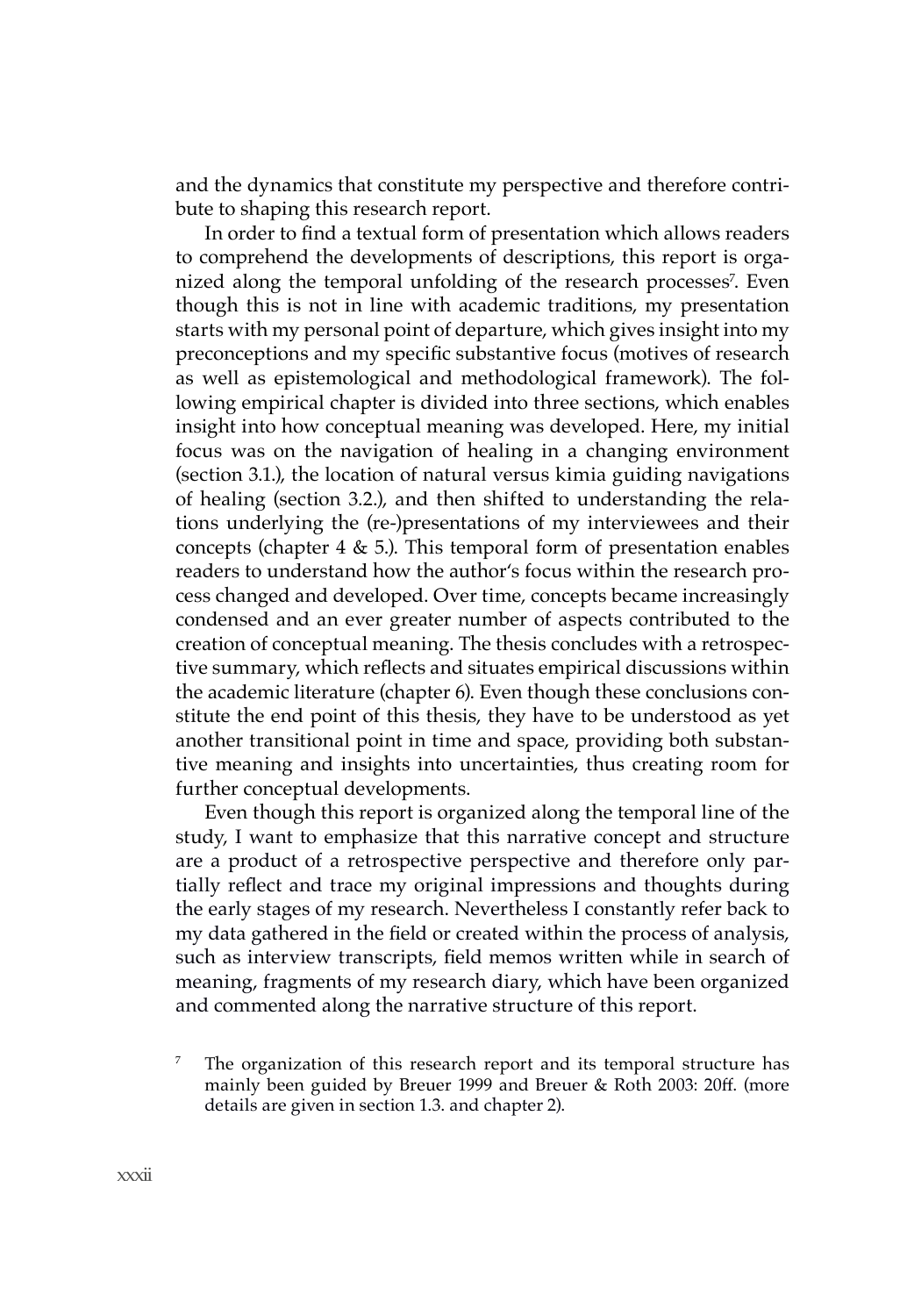and the dynamics that constitute my perspective and therefore contribute to shaping this research report.

In order to find a textual form of presentation which allows readers to comprehend the developments of descriptions, this report is organized along the temporal unfolding of the research processes[7]. Even though this is not in line with academic traditions, my presentation starts with my personal point of departure, which gives insight into my preconceptions and my specific substantive focus (motives of research as well as epistemological and methodological framework). The following empirical chapter is divided into three sections, which enables insight into how conceptual meaning was developed. Here, my initial focus was on the navigation of healing in a changing environment (section 3.1.), the location of natural versus kimia guiding navigations of healing (section 3.2.), and then shifted to understanding the relations underlying the (re-)presentations of my interviewees and their concepts (chapter 4 & 5.). This temporal form of presentation enables readers to understand how the author's focus within the research process changed and developed. Over time, concepts became increasingly condensed and an ever greater number of aspects contributed to the creation of conceptual meaning. The thesis concludes with a retrospective summary, which reflects and situates empirical discussions within the academic literature (chapter 6). Even though these conclusions constitute the end point of this thesis, they have to be understood as yet another transitional point in time and space, providing both substantive meaning and insights into uncertainties, thus creating room for further conceptual developments.

Even though this report is organized along the temporal line of the study, I want to emphasize that this narrative concept and structure are a product of a retrospective perspective and therefore only partially reflect and trace my original impressions and thoughts during the early stages of my research. Nevertheless I constantly refer back to my data gathered in the field or created within the process of analysis, such as interview transcripts, field memos written while in search of meaning, fragments of my research diary, which have been organized and commented along the narrative structure of this report.

[7] The organization of this research report and its temporal structure has mainly been guided by Breuer 1999 and Breuer & Roth 2003: 20ff. (more details are given in section 1.3. and chapter 2).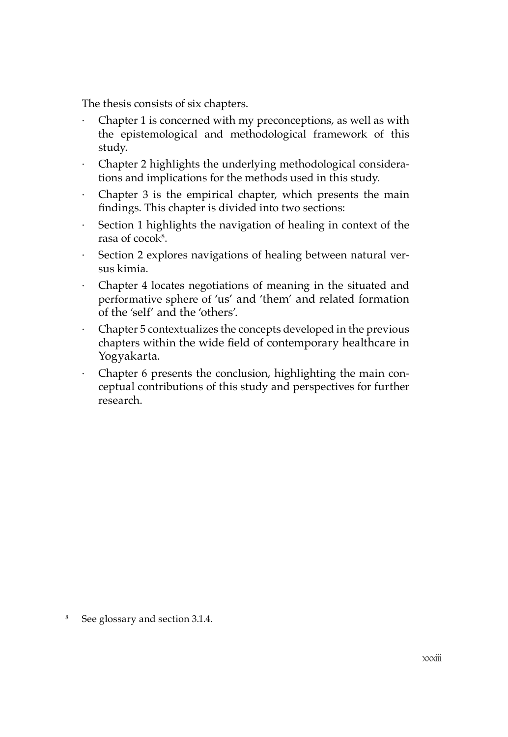The thesis consists of six chapters.

- Chapter 1 is concerned with my preconceptions, as well as with the epistemological and methodological framework of this study.
- Chapter 2 highlights the underlying methodological considerations and implications for the methods used in this study.
- Chapter 3 is the empirical chapter, which presents the main findings. This chapter is divided into two sections:
- Section 1 highlights the navigation of healing in context of the rasa of cocok[8].
- Section 2 explores navigations of healing between natural versus kimia.
- Chapter 4 locates negotiations of meaning in the situated and performative sphere of 'us' and 'them' and related formation of the 'self' and the 'others'.
- Chapter 5 contextualizes the concepts developed in the previous chapters within the wide field of contemporary healthcare in Yogyakarta.
- Chapter 6 presents the conclusion, highlighting the main conceptual contributions of this study and perspectives for further research.

[8] See glossary and section 3.1.4.